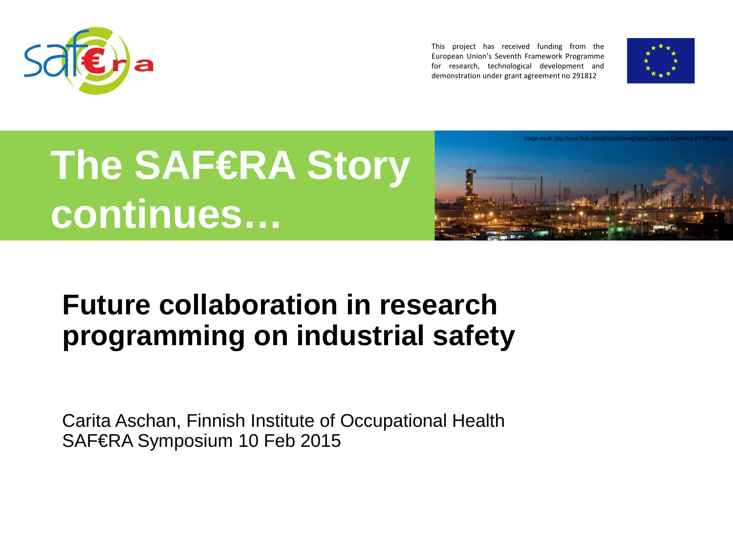This project has received funding from the European Union's Seventh Framework Programme for research, technological development and demonstration under grant agreement no 291812

Image credit: http://www.flickr.com/photos/oneeighteen/, Creative Commons BY-NC licence

# The SAF€RA Story continues…

## Future collaboration in research programming on industrial safety

Carita Aschan, Finnish Institute of Occupational Health
SAF€RA Symposium 10 Feb 2015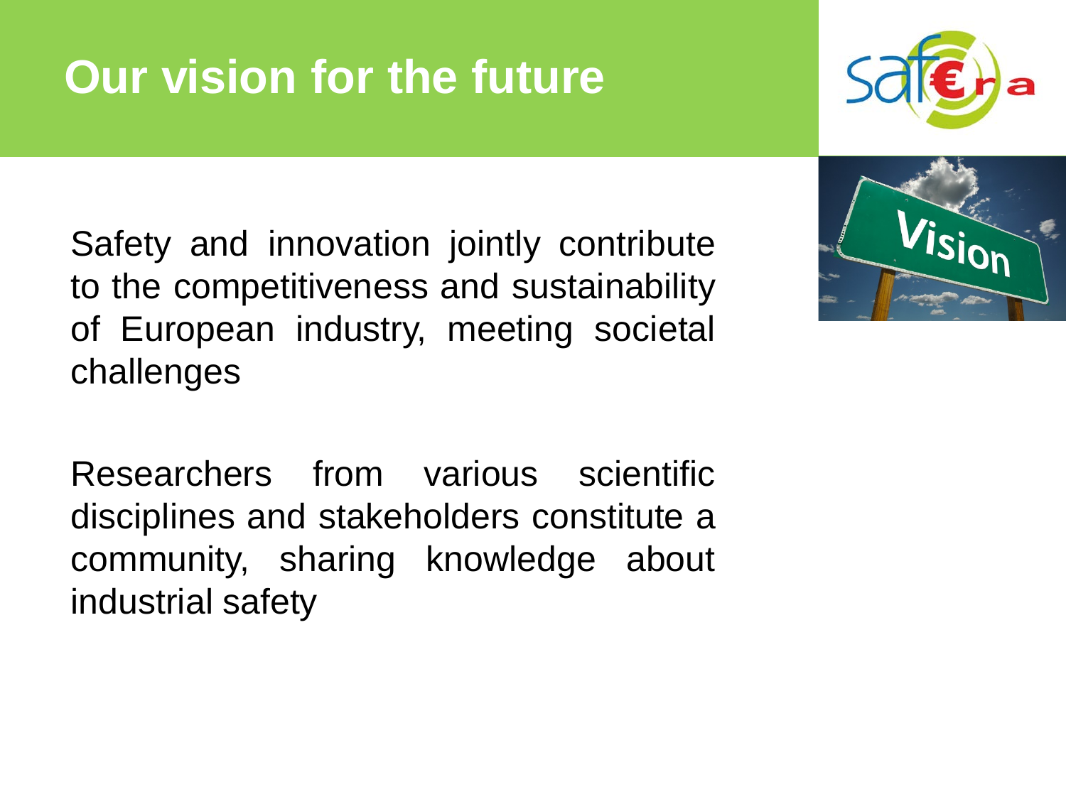# Our vision for the future

Safety and innovation jointly contribute to the competitiveness and sustainability of European industry, meeting societal challenges

Researchers from various scientific disciplines and stakeholders constitute a community, sharing knowledge about industrial safety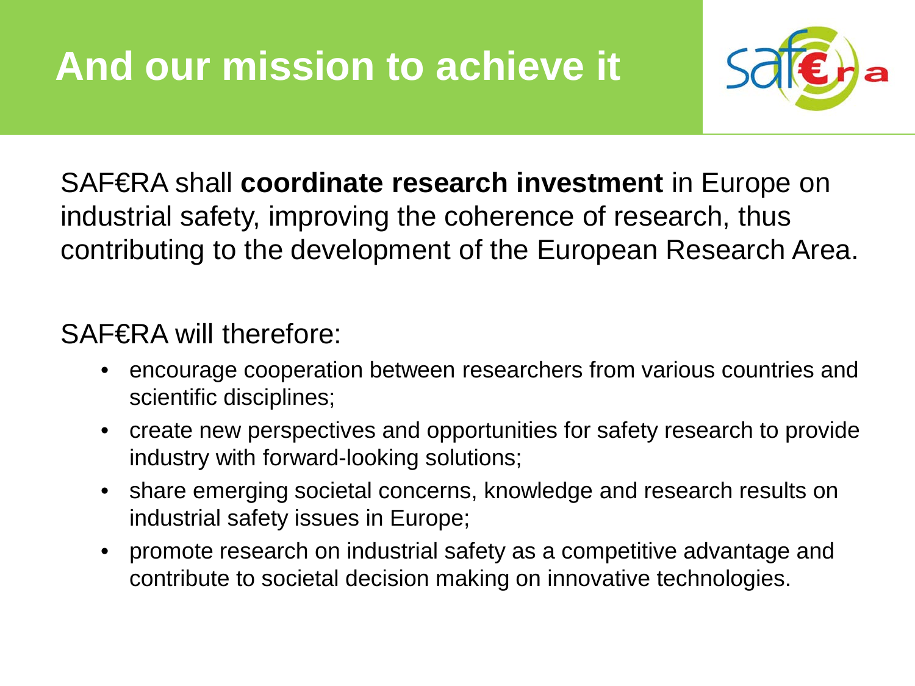# And our mission to achieve it

SAF€RA shall **coordinate research investment** in Europe on industrial safety, improving the coherence of research, thus contributing to the development of the European Research Area.

SAF€RA will therefore:

- encourage cooperation between researchers from various countries and scientific disciplines;
- create new perspectives and opportunities for safety research to provide industry with forward-looking solutions;
- share emerging societal concerns, knowledge and research results on industrial safety issues in Europe;
- promote research on industrial safety as a competitive advantage and contribute to societal decision making on innovative technologies.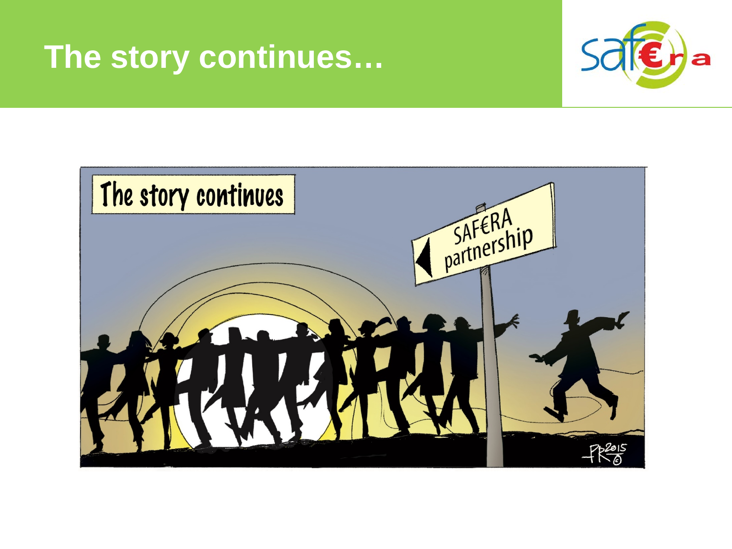# The story continues…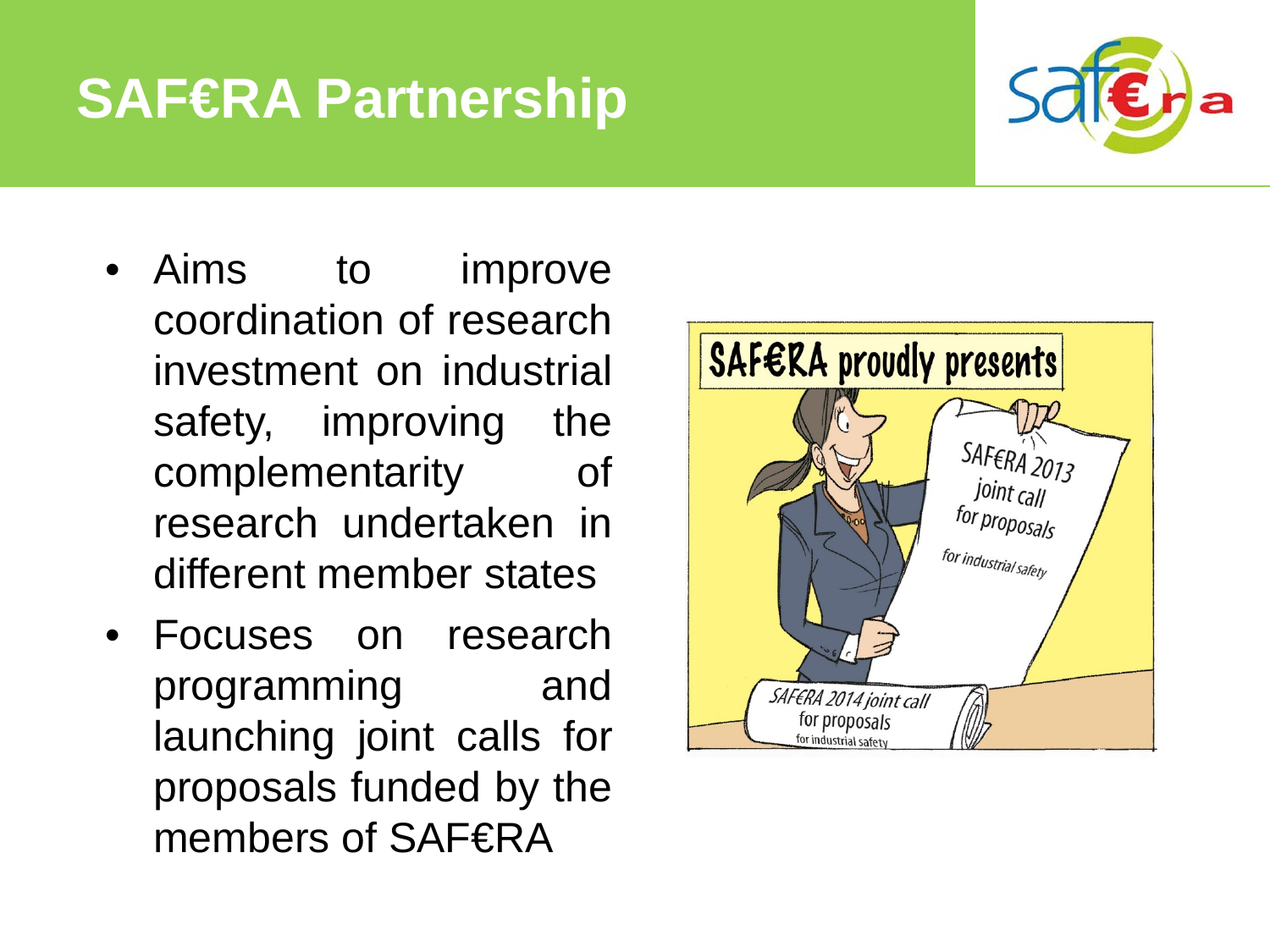# SAF€RA Partnership

- Aims to improve coordination of research investment on industrial safety, improving the complementarity of research undertaken in different member states
- Focuses on research programming and launching joint calls for proposals funded by the members of SAF€RA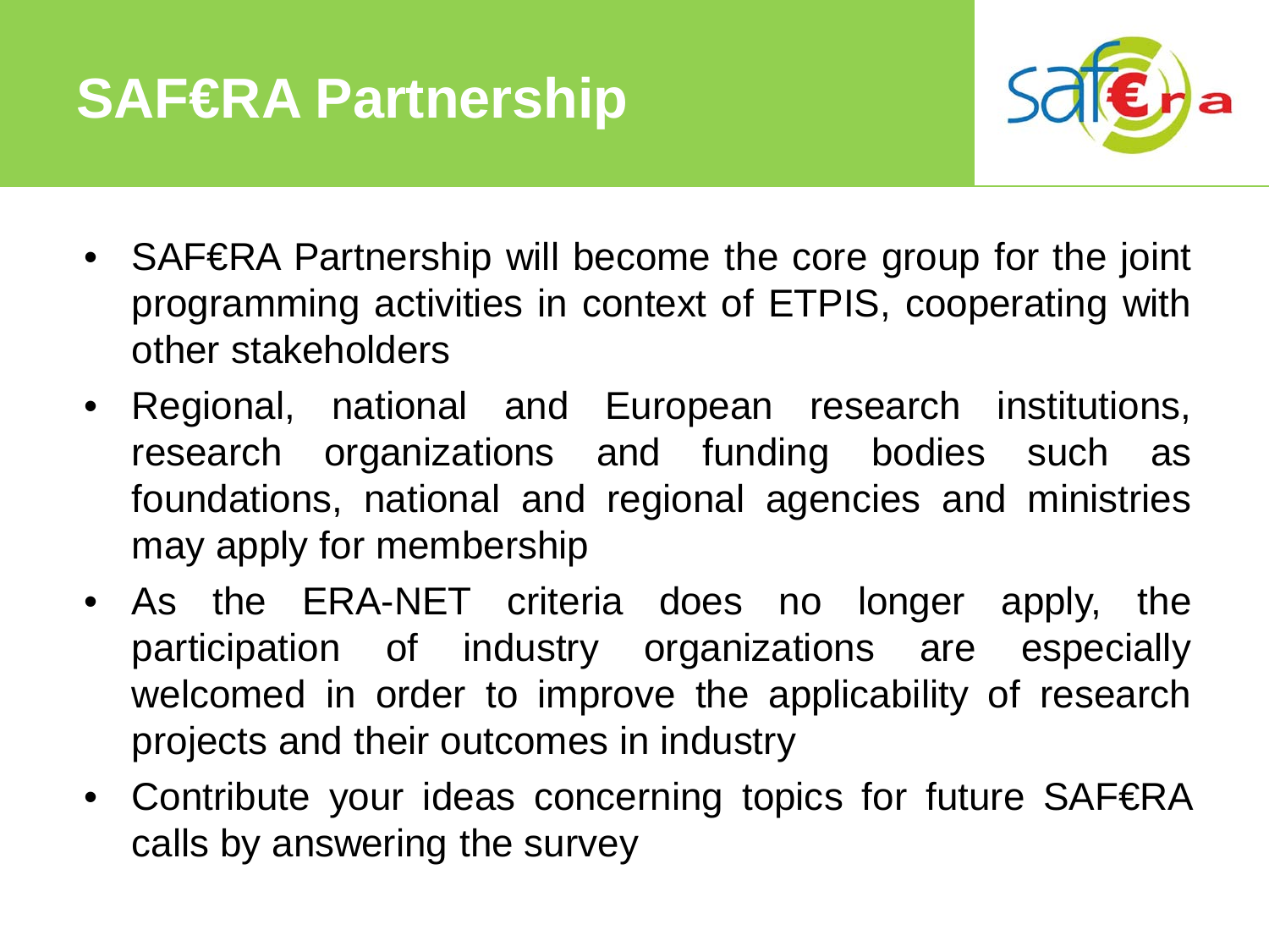# SAF€RA Partnership

- SAF€RA Partnership will become the core group for the joint programming activities in context of ETPIS, cooperating with other stakeholders
- Regional, national and European research institutions, research organizations and funding bodies such as foundations, national and regional agencies and ministries may apply for membership
- As the ERA-NET criteria does no longer apply, the participation of industry organizations are especially welcomed in order to improve the applicability of research projects and their outcomes in industry
- Contribute your ideas concerning topics for future SAF€RA calls by answering the survey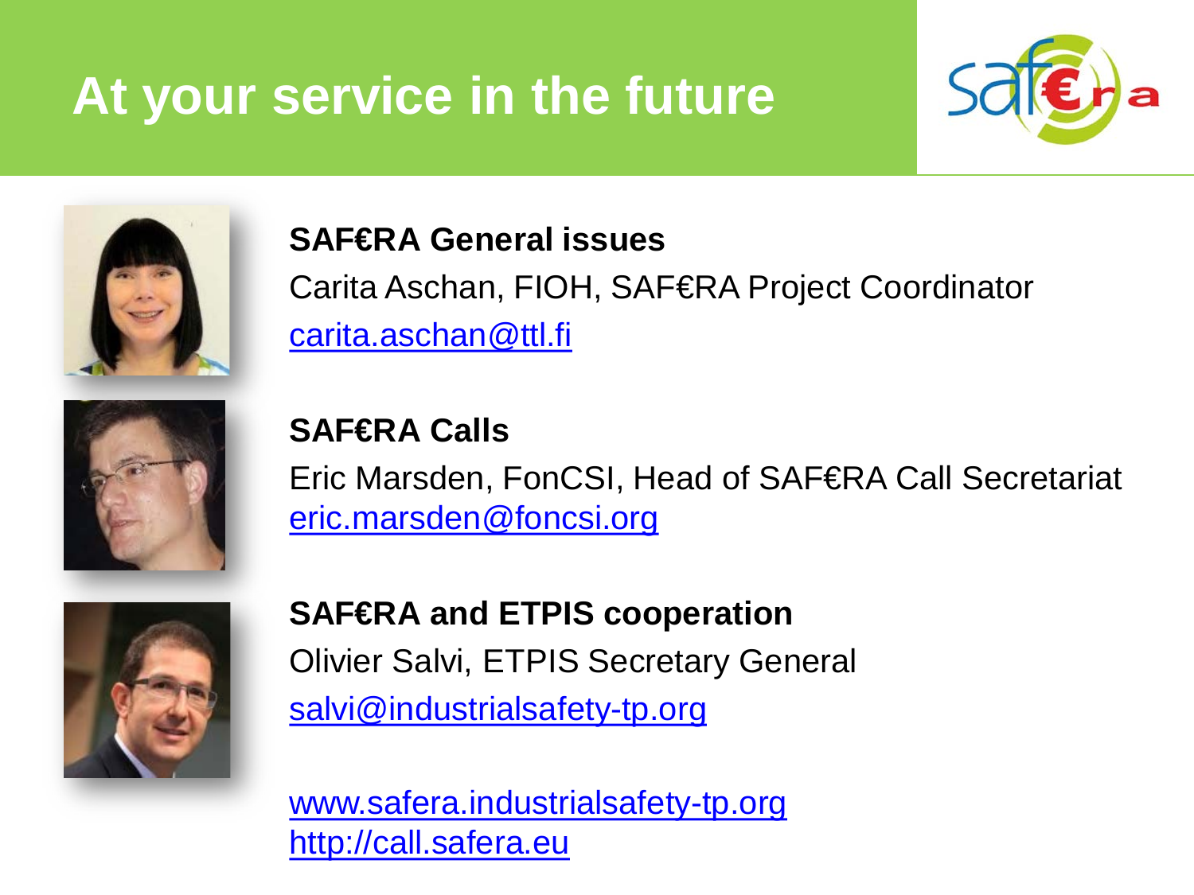# At your service in the future

**SAF€RA General issues**

Carita Aschan, FIOH, SAF€RA Project Coordinator

carita.aschan@ttl.fi

**SAF€RA Calls**

Eric Marsden, FonCSI, Head of SAF€RA Call Secretariat

eric.marsden@foncsi.org

**SAF€RA and ETPIS cooperation**

Olivier Salvi, ETPIS Secretary General

salvi@industrialsafety-tp.org

www.safera.industrialsafety-tp.org

http://call.safera.eu